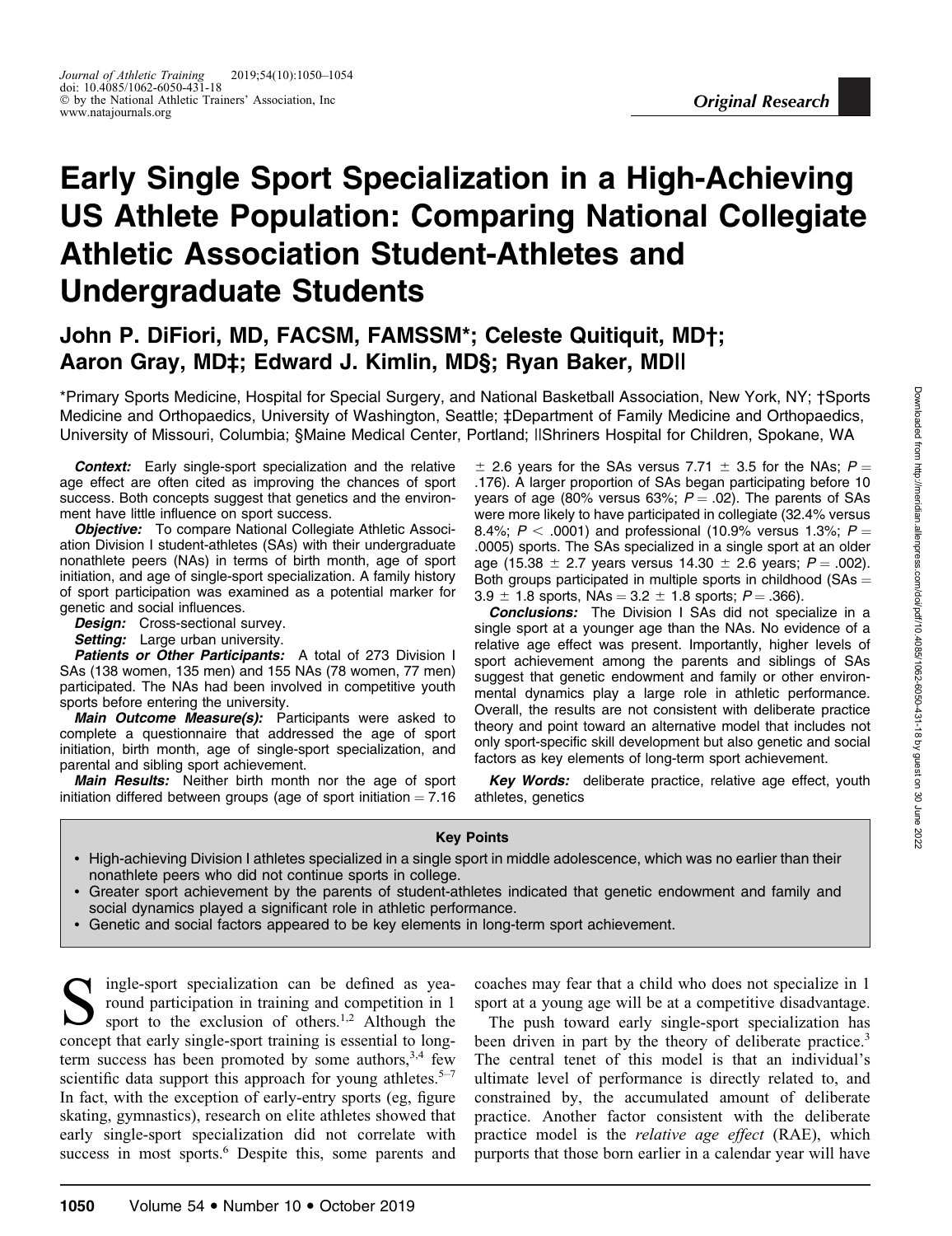*Original Research*

# Early Single Sport Specialization in a High-Achieving US Athlete Population: Comparing National Collegiate Athletic Association Student-Athletes and Undergraduate Students

## John P. DiFiori, MD, FACSM, FAMSSM*; Celeste Quitiquit, MD†; Aaron Gray, MD‡; Edward J. Kimlin, MD§; Ryan Baker, MD||

*Primary Sports Medicine, Hospital for Special Surgery, and National Basketball Association, New York, NY; †Sports Medicine and Orthopaedics, University of Washington, Seattle; ‡Department of Family Medicine and Orthopaedics, University of Missouri, Columbia; §Maine Medical Center, Portland; ||Shriners Hospital for Children, Spokane, WA

***Context:*** Early single-sport specialization and the relative age effect are often cited as improving the chances of sport success. Both concepts suggest that genetics and the environment have little influence on sport success.

***Objective:*** To compare National Collegiate Athletic Association Division I student-athletes (SAs) with their undergraduate nonathlete peers (NAs) in terms of birth month, age of sport initiation, and age of single-sport specialization. A family history of sport participation was examined as a potential marker for genetic and social influences.

***Design:*** Cross-sectional survey.

***Setting:*** Large urban university.

***Patients or Other Participants:*** A total of 273 Division I SAs (138 women, 135 men) and 155 NAs (78 women, 77 men) participated. The NAs had been involved in competitive youth sports before entering the university.

***Main Outcome Measure(s):*** Participants were asked to complete a questionnaire that addressed the age of sport initiation, birth month, age of single-sport specialization, and parental and sibling sport achievement.

***Main Results:*** Neither birth month nor the age of sport initiation differed between groups (age of sport initiation = 7.16 ± 2.6 years for the SAs versus 7.71 ± 3.5 for the NAs; $P = .176$). A larger proportion of SAs began participating before 10 years of age (80% versus 63%; $P = .02$). The parents of SAs were more likely to have participated in collegiate (32.4% versus 8.4%; $P < .0001$) and professional (10.9% versus 1.3%; $P = .0005$) sports. The SAs specialized in a single sport at an older age (15.38 ± 2.7 years versus 14.30 ± 2.6 years; $P = .002$). Both groups participated in multiple sports in childhood (SAs = 3.9 ± 1.8 sports, NAs = 3.2 ± 1.8 sports; $P = .366$).

***Conclusions:*** The Division I SAs did not specialize in a single sport at a younger age than the NAs. No evidence of a relative age effect was present. Importantly, higher levels of sport achievement among the parents and siblings of SAs suggest that genetic endowment and family or other environmental dynamics play a large role in athletic performance. Overall, the results are not consistent with deliberate practice theory and point toward an alternative model that includes not only sport-specific skill development but also genetic and social factors as key elements of long-term sport achievement.

***Key Words:*** deliberate practice, relative age effect, youth athletes, genetics

**Key Points**

- High-achieving Division I athletes specialized in a single sport in middle adolescence, which was no earlier than their nonathlete peers who did not continue sports in college.
- Greater sport achievement by the parents of student-athletes indicated that genetic endowment and family and social dynamics played a significant role in athletic performance.
- Genetic and social factors appeared to be key elements in long-term sport achievement.

Single-sport specialization can be defined as year-round participation in training and competition in 1 sport to the exclusion of others.[1,2] Although the concept that early single-sport training is essential to long-term success has been promoted by some authors,[3,4] few scientific data support this approach for young athletes.[5–7] In fact, with the exception of early-entry sports (eg, figure skating, gymnastics), research on elite athletes showed that early single-sport specialization did not correlate with success in most sports.[6] Despite this, some parents and coaches may fear that a child who does not specialize in 1 sport at a young age will be at a competitive disadvantage.

The push toward early single-sport specialization has been driven in part by the theory of deliberate practice.[3] The central tenet of this model is that an individual's ultimate level of performance is directly related to, and constrained by, the accumulated amount of deliberate practice. Another factor consistent with the deliberate practice model is the *relative age effect* (RAE), which purports that those born earlier in a calendar year will have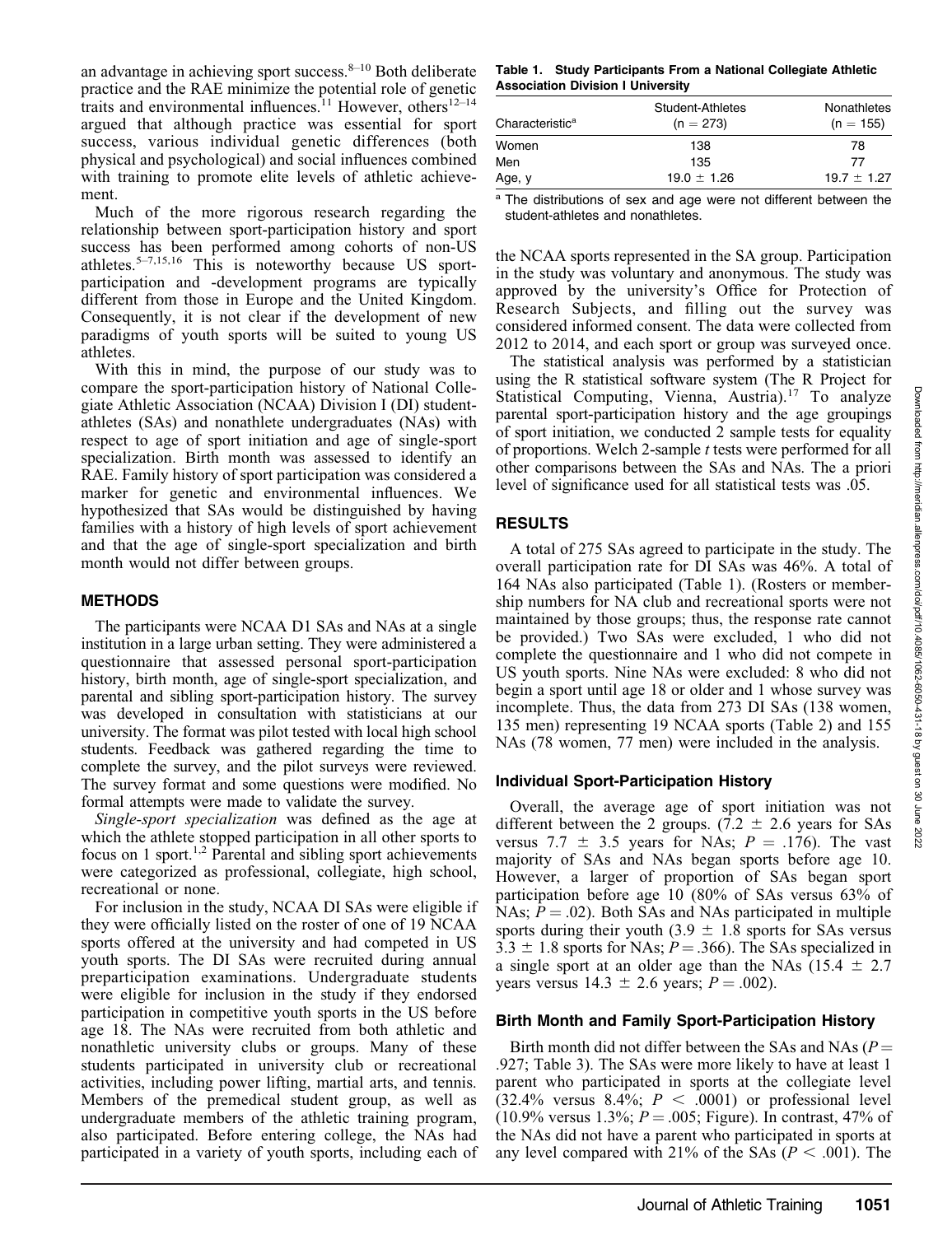an advantage in achieving sport success.[8–10] Both deliberate practice and the RAE minimize the potential role of genetic traits and environmental influences.[11] However, others[12–14] argued that although practice was essential for sport success, various individual genetic differences (both physical and psychological) and social influences combined with training to promote elite levels of athletic achievement.

Much of the more rigorous research regarding the relationship between sport-participation history and sport success has been performed among cohorts of non-US athletes.[5–7,15,16] This is noteworthy because US sport-participation and -development programs are typically different from those in Europe and the United Kingdom. Consequently, it is not clear if the development of new paradigms of youth sports will be suited to young US athletes.

With this in mind, the purpose of our study was to compare the sport-participation history of National Collegiate Athletic Association (NCAA) Division I (DI) student-athletes (SAs) and nonathlete undergraduates (NAs) with respect to age of sport initiation and age of single-sport specialization. Birth month was assessed to identify an RAE. Family history of sport participation was considered a marker for genetic and environmental influences. We hypothesized that SAs would be distinguished by having families with a history of high levels of sport achievement and that the age of single-sport specialization and birth month would not differ between groups.

## METHODS

The participants were NCAA D1 SAs and NAs at a single institution in a large urban setting. They were administered a questionnaire that assessed personal sport-participation history, birth month, age of single-sport specialization, and parental and sibling sport-participation history. The survey was developed in consultation with statisticians at our university. The format was pilot tested with local high school students. Feedback was gathered regarding the time to complete the survey, and the pilot surveys were reviewed. The survey format and some questions were modified. No formal attempts were made to validate the survey.

*Single-sport specialization* was defined as the age at which the athlete stopped participation in all other sports to focus on 1 sport.[1,2] Parental and sibling sport achievements were categorized as professional, collegiate, high school, recreational or none.

For inclusion in the study, NCAA DI SAs were eligible if they were officially listed on the roster of one of 19 NCAA sports offered at the university and had competed in US youth sports. The DI SAs were recruited during annual preparticipation examinations. Undergraduate students were eligible for inclusion in the study if they endorsed participation in competitive youth sports in the US before age 18. The NAs were recruited from both athletic and nonathletic university clubs or groups. Many of these students participated in university club or recreational activities, including power lifting, martial arts, and tennis. Members of the premedical student group, as well as undergraduate members of the athletic training program, also participated. Before entering college, the NAs had participated in a variety of youth sports, including each of the NCAA sports represented in the SA group. Participation in the study was voluntary and anonymous. The study was approved by the university's Office for Protection of Research Subjects, and filling out the survey was considered informed consent. The data were collected from 2012 to 2014, and each sport or group was surveyed once.

**Table 1. Study Participants From a National Collegiate Athletic Association Division I University**

| Characteristic[a] | Student-Athletes (n = 273) | Nonathletes (n = 155) |
|---|---|---|
| Women | 138 | 78 |
| Men | 135 | 77 |
| Age, y | 19.0 ± 1.26 | 19.7 ± 1.27 |

[a] The distributions of sex and age were not different between the student-athletes and nonathletes.

The statistical analysis was performed by a statistician using the R statistical software system (The R Project for Statistical Computing, Vienna, Austria).[17] To analyze parental sport-participation history and the age groupings of sport initiation, we conducted 2 sample tests for equality of proportions. Welch 2-sample *t* tests were performed for all other comparisons between the SAs and NAs. The a priori level of significance used for all statistical tests was .05.

## RESULTS

A total of 275 SAs agreed to participate in the study. The overall participation rate for DI SAs was 46%. A total of 164 NAs also participated (Table 1). (Rosters or membership numbers for NA club and recreational sports were not maintained by those groups; thus, the response rate cannot be provided.) Two SAs were excluded, 1 who did not complete the questionnaire and 1 who did not compete in US youth sports. Nine NAs were excluded: 8 who did not begin a sport until age 18 or older and 1 whose survey was incomplete. Thus, the data from 273 DI SAs (138 women, 135 men) representing 19 NCAA sports (Table 2) and 155 NAs (78 women, 77 men) were included in the analysis.

### Individual Sport-Participation History

Overall, the average age of sport initiation was not different between the 2 groups. (7.2 ± 2.6 years for SAs versus 7.7 ± 3.5 years for NAs; $P = .176$). The vast majority of SAs and NAs began sports before age 10. However, a larger of proportion of SAs began sport participation before age 10 (80% of SAs versus 63% of NAs; $P = .02$). Both SAs and NAs participated in multiple sports during their youth (3.9 ± 1.8 sports for SAs versus 3.3 ± 1.8 sports for NAs; $P = .366$). The SAs specialized in a single sport at an older age than the NAs (15.4 ± 2.7 years versus 14.3 ± 2.6 years; $P = .002$).

### Birth Month and Family Sport-Participation History

Birth month did not differ between the SAs and NAs ($P = .927$; Table 3). The SAs were more likely to have at least 1 parent who participated in sports at the collegiate level (32.4% versus 8.4%; $P < .0001$) or professional level (10.9% versus 1.3%; $P = .005$; Figure). In contrast, 47% of the NAs did not have a parent who participated in sports at any level compared with 21% of the SAs ($P < .001$). The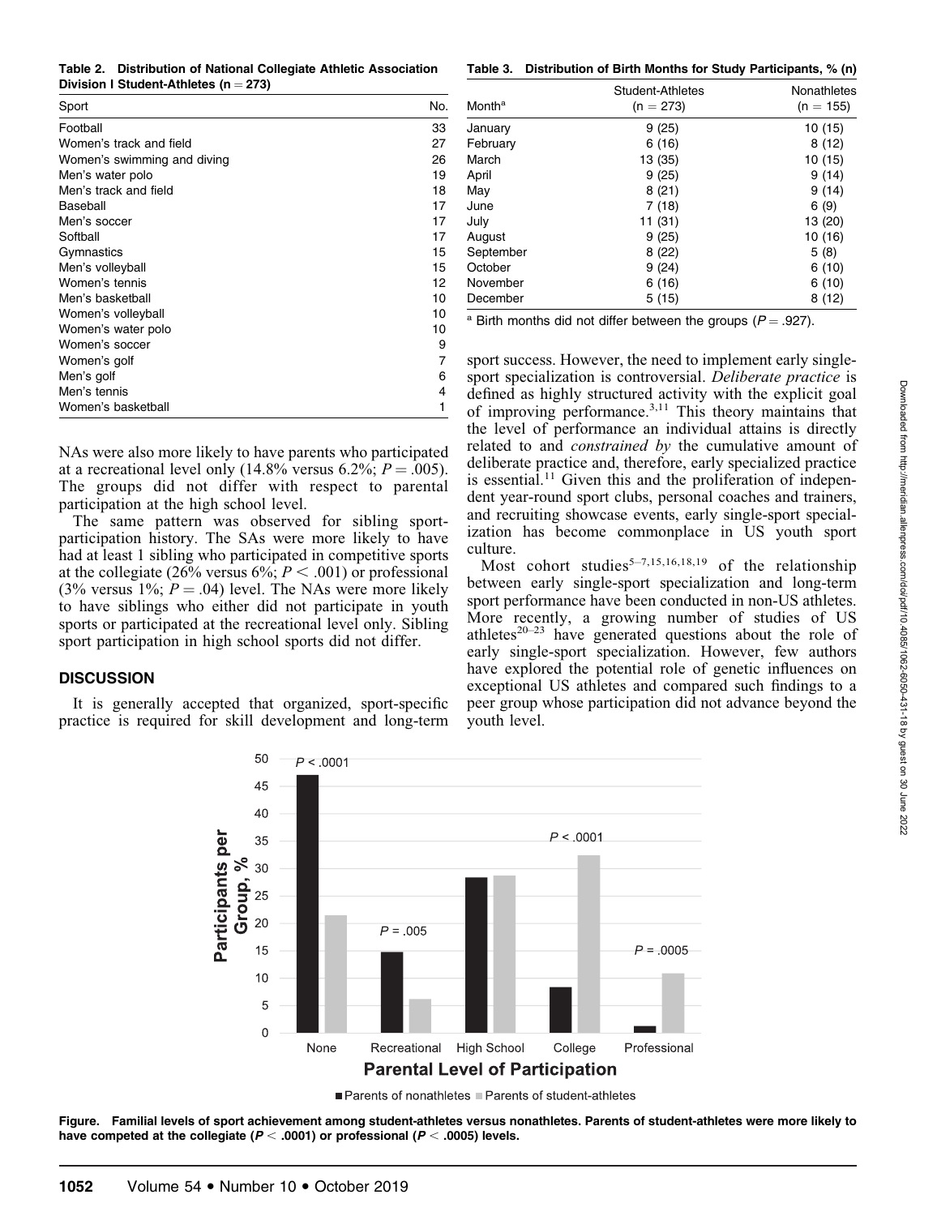Table 2. Distribution of National Collegiate Athletic Association Division I Student-Athletes (n = 273)

| Sport | No. |
|---|---|
| Football | 33 |
| Women's track and field | 27 |
| Women's swimming and diving | 26 |
| Men's water polo | 19 |
| Men's track and field | 18 |
| Baseball | 17 |
| Men's soccer | 17 |
| Softball | 17 |
| Gymnastics | 15 |
| Men's volleyball | 15 |
| Women's tennis | 12 |
| Men's basketball | 10 |
| Women's volleyball | 10 |
| Women's water polo | 10 |
| Women's soccer | 9 |
| Women's golf | 7 |
| Men's golf | 6 |
| Men's tennis | 4 |
| Women's basketball | 1 |

Table 3. Distribution of Birth Months for Study Participants, % (n)

| Month[a] | Student-Athletes (n = 273) | Nonathletes (n = 155) |
|---|---|---|
| January | 9 (25) | 10 (15) |
| February | 6 (16) | 8 (12) |
| March | 13 (35) | 10 (15) |
| April | 9 (25) | 9 (14) |
| May | 8 (21) | 9 (14) |
| June | 7 (18) | 6 (9) |
| July | 11 (31) | 13 (20) |
| August | 9 (25) | 10 (16) |
| September | 8 (22) | 5 (8) |
| October | 9 (24) | 6 (10) |
| November | 6 (16) | 6 (10) |
| December | 5 (15) | 8 (12) |

[a] Birth months did not differ between the groups ($P = .927$).

NAs were also more likely to have parents who participated at a recreational level only (14.8% versus 6.2%; $P = .005$). The groups did not differ with respect to parental participation at the high school level.

The same pattern was observed for sibling sport-participation history. The SAs were more likely to have had at least 1 sibling who participated in competitive sports at the collegiate (26% versus 6%; $P < .001$) or professional (3% versus 1%; $P = .04$) level. The NAs were more likely to have siblings who either did not participate in youth sports or participated at the recreational level only. Sibling sport participation in high school sports did not differ.

## DISCUSSION

It is generally accepted that organized, sport-specific practice is required for skill development and long-term sport success. However, the need to implement early single-sport specialization is controversial. *Deliberate practice* is defined as highly structured activity with the explicit goal of improving performance.[3,11] This theory maintains that the level of performance an individual attains is directly related to and *constrained by* the cumulative amount of deliberate practice and, therefore, early specialized practice is essential.[11] Given this and the proliferation of independent year-round sport clubs, personal coaches and trainers, and recruiting showcase events, early single-sport specialization has become commonplace in US youth sport culture.

Most cohort studies[5–7,15,16,18,19] of the relationship between early single-sport specialization and long-term sport performance have been conducted in non-US athletes. More recently, a growing number of studies of US athletes[20–23] have generated questions about the role of early single-sport specialization. However, few authors have explored the potential role of genetic influences on exceptional US athletes and compared such findings to a peer group whose participation did not advance beyond the youth level.

Figure. Familial levels of sport achievement among student-athletes versus nonathletes. Parents of student-athletes were more likely to have competed at the collegiate ($P < .0001$) or professional ($P < .0005$) levels.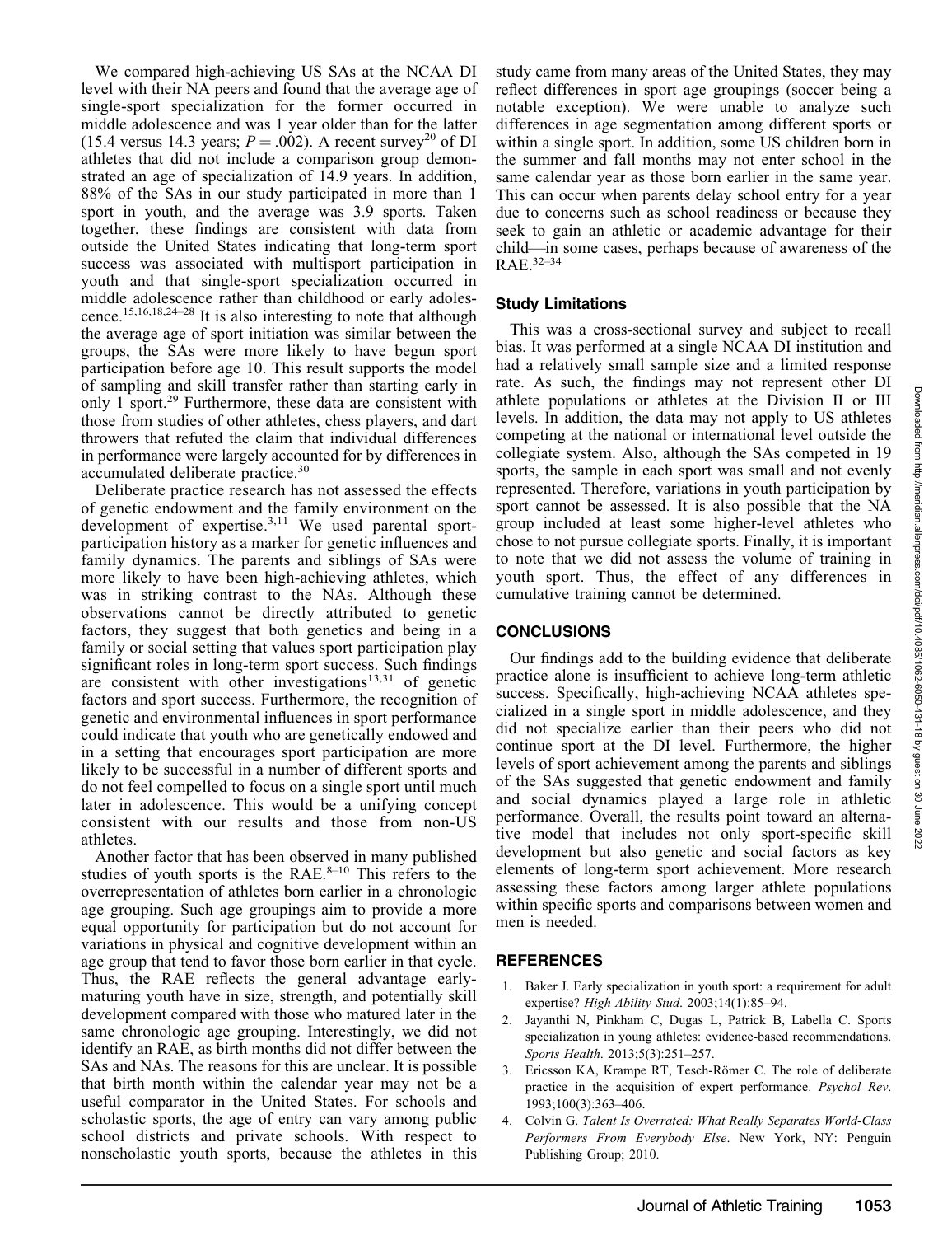We compared high-achieving US SAs at the NCAA DI level with their NA peers and found that the average age of single-sport specialization for the former occurred in middle adolescence and was 1 year older than for the latter (15.4 versus 14.3 years; $P = .002$). A recent survey[20] of DI athletes that did not include a comparison group demonstrated an age of specialization of 14.9 years. In addition, 88% of the SAs in our study participated in more than 1 sport in youth, and the average was 3.9 sports. Taken together, these findings are consistent with data from outside the United States indicating that long-term sport success was associated with multisport participation in youth and that single-sport specialization occurred in middle adolescence rather than childhood or early adolescence.[15,16,18,24–28] It is also interesting to note that although the average age of sport initiation was similar between the groups, the SAs were more likely to have begun sport participation before age 10. This result supports the model of sampling and skill transfer rather than starting early in only 1 sport.[29] Furthermore, these data are consistent with those from studies of other athletes, chess players, and dart throwers that refuted the claim that individual differences in performance were largely accounted for by differences in accumulated deliberate practice.[30]

Deliberate practice research has not assessed the effects of genetic endowment and the family environment on the development of expertise.[3,11] We used parental sport-participation history as a marker for genetic influences and family dynamics. The parents and siblings of SAs were more likely to have been high-achieving athletes, which was in striking contrast to the NAs. Although these observations cannot be directly attributed to genetic factors, they suggest that both genetics and being in a family or social setting that values sport participation play significant roles in long-term sport success. Such findings are consistent with other investigations[13,31] of genetic factors and sport success. Furthermore, the recognition of genetic and environmental influences in sport performance could indicate that youth who are genetically endowed and in a setting that encourages sport participation are more likely to be successful in a number of different sports and do not feel compelled to focus on a single sport until much later in adolescence. This would be a unifying concept consistent with our results and those from non-US athletes.

Another factor that has been observed in many published studies of youth sports is the RAE.[8–10] This refers to the overrepresentation of athletes born earlier in a chronologic age grouping. Such age groupings aim to provide a more equal opportunity for participation but do not account for variations in physical and cognitive development within an age group that tend to favor those born earlier in that cycle. Thus, the RAE reflects the general advantage early-maturing youth have in size, strength, and potentially skill development compared with those who matured later in the same chronologic age grouping. Interestingly, we did not identify an RAE, as birth months did not differ between the SAs and NAs. The reasons for this are unclear. It is possible that birth month within the calendar year may not be a useful comparator in the United States. For schools and scholastic sports, the age of entry can vary among public school districts and private schools. With respect to nonscholastic youth sports, because the athletes in this study came from many areas of the United States, they may reflect differences in sport age groupings (soccer being a notable exception). We were unable to analyze such differences in age segmentation among different sports or within a single sport. In addition, some US children born in the summer and fall months may not enter school in the same calendar year as those born earlier in the same year. This can occur when parents delay school entry for a year due to concerns such as school readiness or because they seek to gain an athletic or academic advantage for their child—in some cases, perhaps because of awareness of the RAE.[32–34]

## Study Limitations

This was a cross-sectional survey and subject to recall bias. It was performed at a single NCAA DI institution and had a relatively small sample size and a limited response rate. As such, the findings may not represent other DI athlete populations or athletes at the Division II or III levels. In addition, the data may not apply to US athletes competing at the national or international level outside the collegiate system. Also, although the SAs competed in 19 sports, the sample in each sport was small and not evenly represented. Therefore, variations in youth participation by sport cannot be assessed. It is also possible that the NA group included at least some higher-level athletes who chose to not pursue collegiate sports. Finally, it is important to note that we did not assess the volume of training in youth sport. Thus, the effect of any differences in cumulative training cannot be determined.

## CONCLUSIONS

Our findings add to the building evidence that deliberate practice alone is insufficient to achieve long-term athletic success. Specifically, high-achieving NCAA athletes specialized in a single sport in middle adolescence, and they did not specialize earlier than their peers who did not continue sport at the DI level. Furthermore, the higher levels of sport achievement among the parents and siblings of the SAs suggested that genetic endowment and family and social dynamics played a large role in athletic performance. Overall, the results point toward an alternative model that includes not only sport-specific skill development but also genetic and social factors as key elements of long-term sport achievement. More research assessing these factors among larger athlete populations within specific sports and comparisons between women and men is needed.

## REFERENCES

1. Baker J. Early specialization in youth sport: a requirement for adult expertise? *High Ability Stud*. 2003;14(1):85–94.
2. Jayanthi N, Pinkham C, Dugas L, Patrick B, Labella C. Sports specialization in young athletes: evidence-based recommendations. *Sports Health*. 2013;5(3):251–257.
3. Ericsson KA, Krampe RT, Tesch-Römer C. The role of deliberate practice in the acquisition of expert performance. *Psychol Rev*. 1993;100(3):363–406.
4. Colvin G. *Talent Is Overrated: What Really Separates World-Class Performers From Everybody Else*. New York, NY: Penguin Publishing Group; 2010.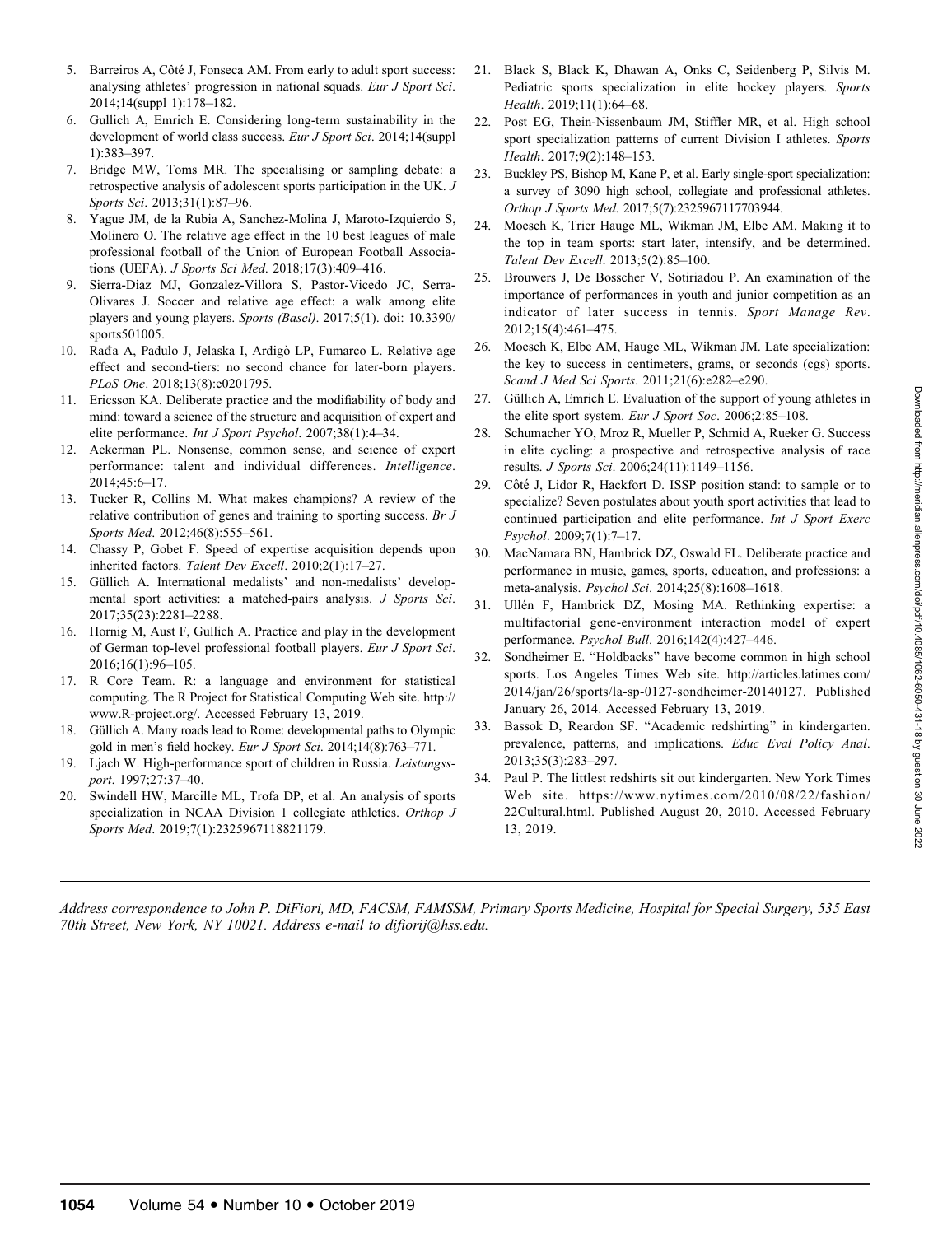5. Barreiros A, Côté J, Fonseca AM. From early to adult sport success: analysing athletes' progression in national squads. *Eur J Sport Sci*. 2014;14(suppl 1):178–182.
6. Gullich A, Emrich E. Considering long-term sustainability in the development of world class success. *Eur J Sport Sci*. 2014;14(suppl 1):383–397.
7. Bridge MW, Toms MR. The specialising or sampling debate: a retrospective analysis of adolescent sports participation in the UK. *J Sports Sci*. 2013;31(1):87–96.
8. Yague JM, de la Rubia A, Sanchez-Molina J, Maroto-Izquierdo S, Molinero O. The relative age effect in the 10 best leagues of male professional football of the Union of European Football Associations (UEFA). *J Sports Sci Med*. 2018;17(3):409–416.
9. Sierra-Diaz MJ, Gonzalez-Villora S, Pastor-Vicedo JC, Serra-Olivares J. Soccer and relative age effect: a walk among elite players and young players. *Sports (Basel)*. 2017;5(1). doi: 10.3390/sports501005.
10. Rađa A, Padulo J, Jelaska I, Ardigò LP, Fumarco L. Relative age effect and second-tiers: no second chance for later-born players. *PLoS One*. 2018;13(8):e0201795.
11. Ericsson KA. Deliberate practice and the modifiability of body and mind: toward a science of the structure and acquisition of expert and elite performance. *Int J Sport Psychol*. 2007;38(1):4–34.
12. Ackerman PL. Nonsense, common sense, and science of expert performance: talent and individual differences. *Intelligence*. 2014;45:6–17.
13. Tucker R, Collins M. What makes champions? A review of the relative contribution of genes and training to sporting success. *Br J Sports Med*. 2012;46(8):555–561.
14. Chassy P, Gobet F. Speed of expertise acquisition depends upon inherited factors. *Talent Dev Excell*. 2010;2(1):17–27.
15. Güllich A. International medalists' and non-medalists' developmental sport activities: a matched-pairs analysis. *J Sports Sci*. 2017;35(23):2281–2288.
16. Hornig M, Aust F, Gullich A. Practice and play in the development of German top-level professional football players. *Eur J Sport Sci*. 2016;16(1):96–105.
17. R Core Team. R: a language and environment for statistical computing. The R Project for Statistical Computing Web site. http://www.R-project.org/. Accessed February 13, 2019.
18. Güllich A. Many roads lead to Rome: developmental paths to Olympic gold in men's field hockey. *Eur J Sport Sci*. 2014;14(8):763–771.
19. Ljach W. High-performance sport of children in Russia. *Leistungssport*. 1997;27:37–40.
20. Swindell HW, Marcille ML, Trofa DP, et al. An analysis of sports specialization in NCAA Division 1 collegiate athletics. *Orthop J Sports Med*. 2019;7(1):2325967118821179.
21. Black S, Black K, Dhawan A, Onks C, Seidenberg P, Silvis M. Pediatric sports specialization in elite hockey players. *Sports Health*. 2019;11(1):64–68.
22. Post EG, Thein-Nissenbaum JM, Stiffler MR, et al. High school sport specialization patterns of current Division I athletes. *Sports Health*. 2017;9(2):148–153.
23. Buckley PS, Bishop M, Kane P, et al. Early single-sport specialization: a survey of 3090 high school, collegiate and professional athletes. *Orthop J Sports Med*. 2017;5(7):2325967117703944.
24. Moesch K, Trier Hauge ML, Wikman JM, Elbe AM. Making it to the top in team sports: start later, intensify, and be determined. *Talent Dev Excell*. 2013;5(2):85–100.
25. Brouwers J, De Bosscher V, Sotiriadou P. An examination of the importance of performances in youth and junior competition as an indicator of later success in tennis. *Sport Manage Rev*. 2012;15(4):461–475.
26. Moesch K, Elbe AM, Hauge ML, Wikman JM. Late specialization: the key to success in centimeters, grams, or seconds (cgs) sports. *Scand J Med Sci Sports*. 2011;21(6):e282–e290.
27. Güllich A, Emrich E. Evaluation of the support of young athletes in the elite sport system. *Eur J Sport Soc*. 2006;2:85–108.
28. Schumacher YO, Mroz R, Mueller P, Schmid A, Rueker G. Success in elite cycling: a prospective and retrospective analysis of race results. *J Sports Sci*. 2006;24(11):1149–1156.
29. Côté J, Lidor R, Hackfort D. ISSP position stand: to sample or to specialize? Seven postulates about youth sport activities that lead to continued participation and elite performance. *Int J Sport Exerc Psychol*. 2009;7(1):7–17.
30. MacNamara BN, Hambrick DZ, Oswald FL. Deliberate practice and performance in music, games, sports, education, and professions: a meta-analysis. *Psychol Sci*. 2014;25(8):1608–1618.
31. Ullén F, Hambrick DZ, Mosing MA. Rethinking expertise: a multifactorial gene-environment interaction model of expert performance. *Psychol Bull*. 2016;142(4):427–446.
32. Sondheimer E. "Holdbacks" have become common in high school sports. Los Angeles Times Web site. http://articles.latimes.com/2014/jan/26/sports/la-sp-0127-sondheimer-20140127. Published January 26, 2014. Accessed February 13, 2019.
33. Bassok D, Reardon SF. "Academic redshirting" in kindergarten. prevalence, patterns, and implications. *Educ Eval Policy Anal*. 2013;35(3):283–297.
34. Paul P. The littlest redshirts sit out kindergarten. New York Times Web site. https://www.nytimes.com/2010/08/22/fashion/22Cultural.html. Published August 20, 2010. Accessed February 13, 2019.

*Address correspondence to John P. DiFiori, MD, FACSM, FAMSSM, Primary Sports Medicine, Hospital for Special Surgery, 535 East 70th Street, New York, NY 10021. Address e-mail to difiorij@hss.edu.*